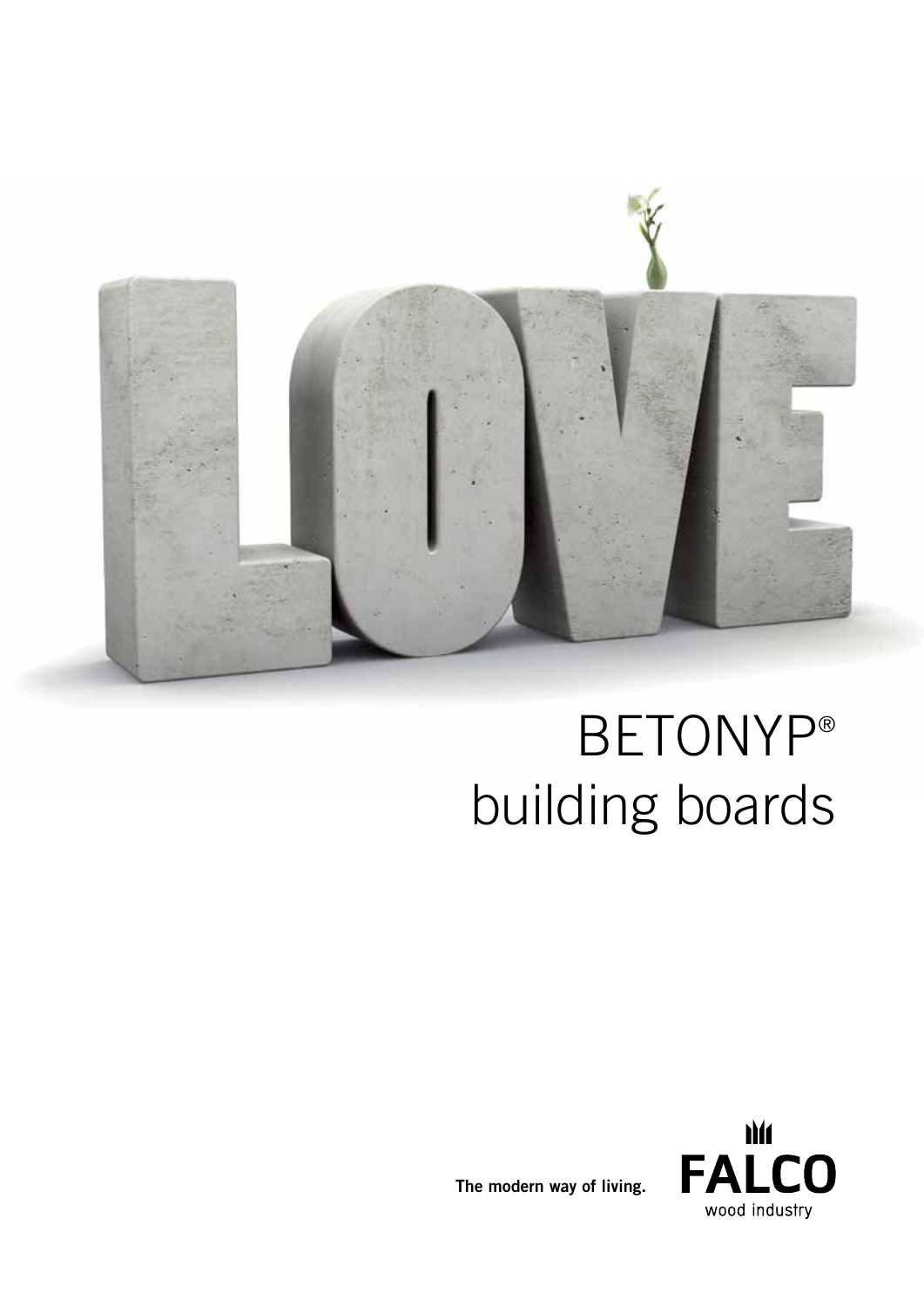# BETONYP®
# building boards

**The modern way of living.**

FALCO
wood industry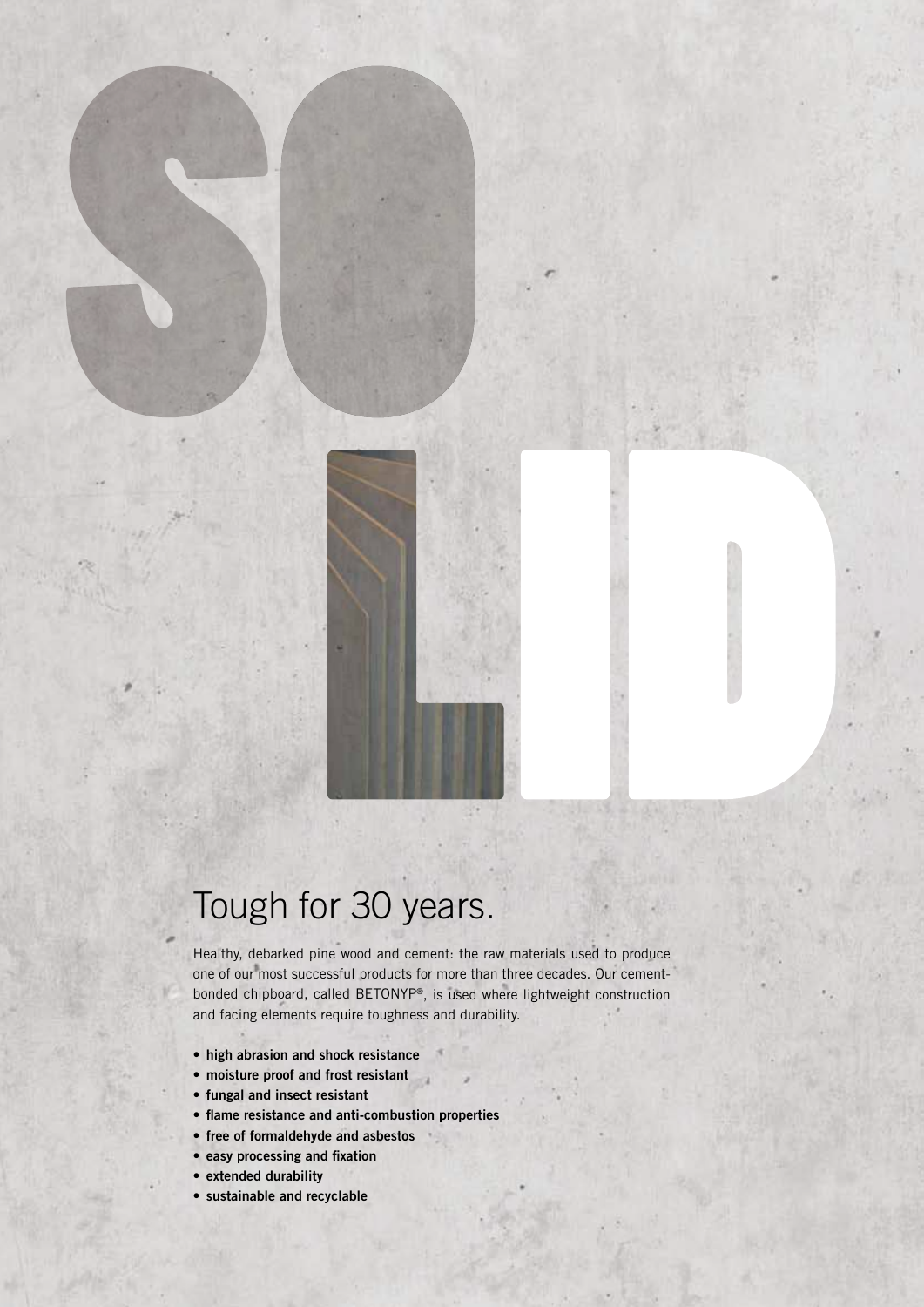# SOLID

## Tough for 30 years.

Healthy, debarked pine wood and cement: the raw materials used to produce one of our most successful products for more than three decades. Our cement-bonded chipboard, called BETONYP®, is used where lightweight construction and facing elements require toughness and durability.

- **high abrasion and shock resistance**
- **moisture proof and frost resistant**
- **fungal and insect resistant**
- **flame resistance and anti-combustion properties**
- **free of formaldehyde and asbestos**
- **easy processing and fixation**
- **extended durability**
- **sustainable and recyclable**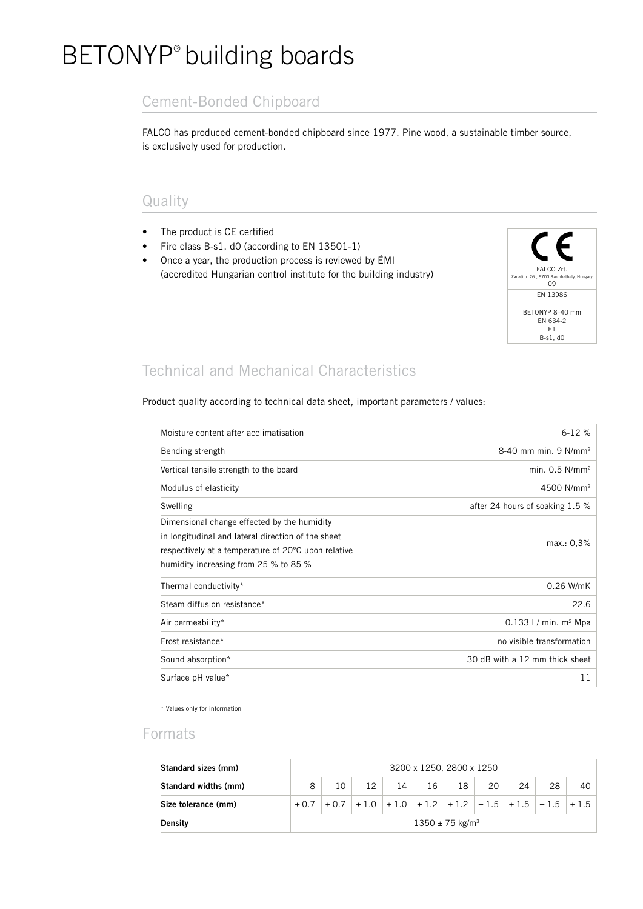# BETONYP® building boards

## Cement-Bonded Chipboard

FALCO has produced cement-bonded chipboard since 1977. Pine wood, a sustainable timber source, is exclusively used for production.

## Quality

- The product is CE certified
- Fire class B-s1, d0 (according to EN 13501-1)
- Once a year, the production process is reviewed by ÉMI (accredited Hungarian control institute for the building industry)

CE
FALCO Zrt.
Zanati u. 26., 9700 Szombathely, Hungary
09
EN 13986
BETONYP 8–40 mm
EN 634-2
E1
B-s1, d0

## Technical and Mechanical Characteristics

Product quality according to technical data sheet, important parameters / values:

| | |
|---|---|
| Moisture content after acclimatisation | 6-12 % |
| Bending strength | 8-40 mm min. 9 N/mm² |
| Vertical tensile strength to the board | min. 0.5 N/mm² |
| Modulus of elasticity | 4500 N/mm² |
| Swelling | after 24 hours of soaking 1.5 % |
| Dimensional change effected by the humidity in longitudinal and lateral direction of the sheet respectively at a temperature of 20°C upon relative humidity increasing from 25 % to 85 % | max.: 0,3% |
| Thermal conductivity* | 0.26 W/mK |
| Steam diffusion resistance* | 22.6 |
| Air permeability* | 0.133 l / min. m² Mpa |
| Frost resistance* | no visible transformation |
| Sound absorption* | 30 dB with a 12 mm thick sheet |
| Surface pH value* | 11 |

* Values only for information

## Formats

| **Standard sizes (mm)** | 3200 x 1250, 2800 x 1250 | | | | | | | | | |
|---|---|---|---|---|---|---|---|---|---|---|
| **Standard widths (mm)** | 8 | 10 | 12 | 14 | 16 | 18 | 20 | 24 | 28 | 40 |
| **Size tolerance (mm)** | ± 0.7 | ± 0.7 | ± 1.0 | ± 1.0 | ± 1.2 | ± 1.2 | ± 1.5 | ± 1.5 | ± 1.5 | ± 1.5 |
| **Density** | 1350 ± 75 kg/m³ | | | | | | | | | |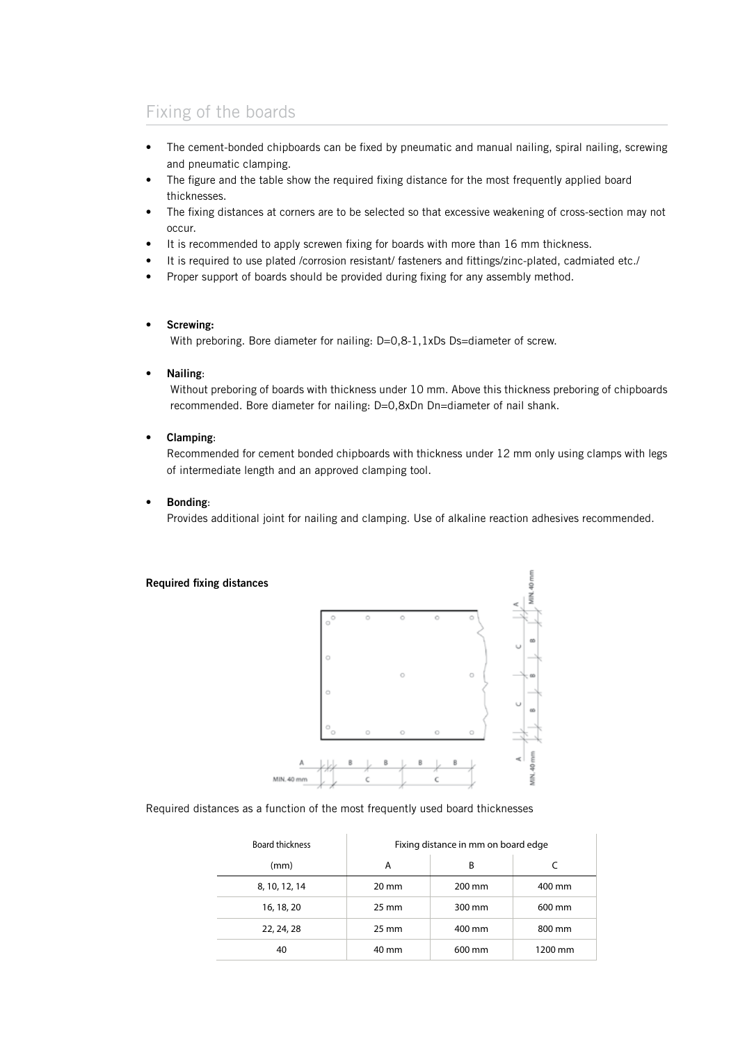## Fixing of the boards

- The cement-bonded chipboards can be fixed by pneumatic and manual nailing, spiral nailing, screwing and pneumatic clamping.
- The figure and the table show the required fixing distance for the most frequently applied board thicknesses.
- The fixing distances at corners are to be selected so that excessive weakening of cross-section may not occur.
- It is recommended to apply screwen fixing for boards with more than 16 mm thickness.
- It is required to use plated /corrosion resistant/ fasteners and fittings/zinc-plated, cadmiated etc./
- Proper support of boards should be provided during fixing for any assembly method.

- **Screwing:**
  With preboring. Bore diameter for nailing: D=0,8-1,1xDs Ds=diameter of screw.

- **Nailing**:
  Without preboring of boards with thickness under 10 mm. Above this thickness preboring of chipboards recommended. Bore diameter for nailing: D=0,8xDn Dn=diameter of nail shank.

- **Clamping**:
  Recommended for cement bonded chipboards with thickness under 12 mm only using clamps with legs of intermediate length and an approved clamping tool.

- **Bonding**:
  Provides additional joint for nailing and clamping. Use of alkaline reaction adhesives recommended.

**Required fixing distances**

Required distances as a function of the most frequently used board thicknesses

| Board thickness | Fixing distance in mm on board edge | | |
|---|---|---|---|
| (mm) | A | B | C |
| 8, 10, 12, 14 | 20 mm | 200 mm | 400 mm |
| 16, 18, 20 | 25 mm | 300 mm | 600 mm |
| 22, 24, 28 | 25 mm | 400 mm | 800 mm |
| 40 | 40 mm | 600 mm | 1200 mm |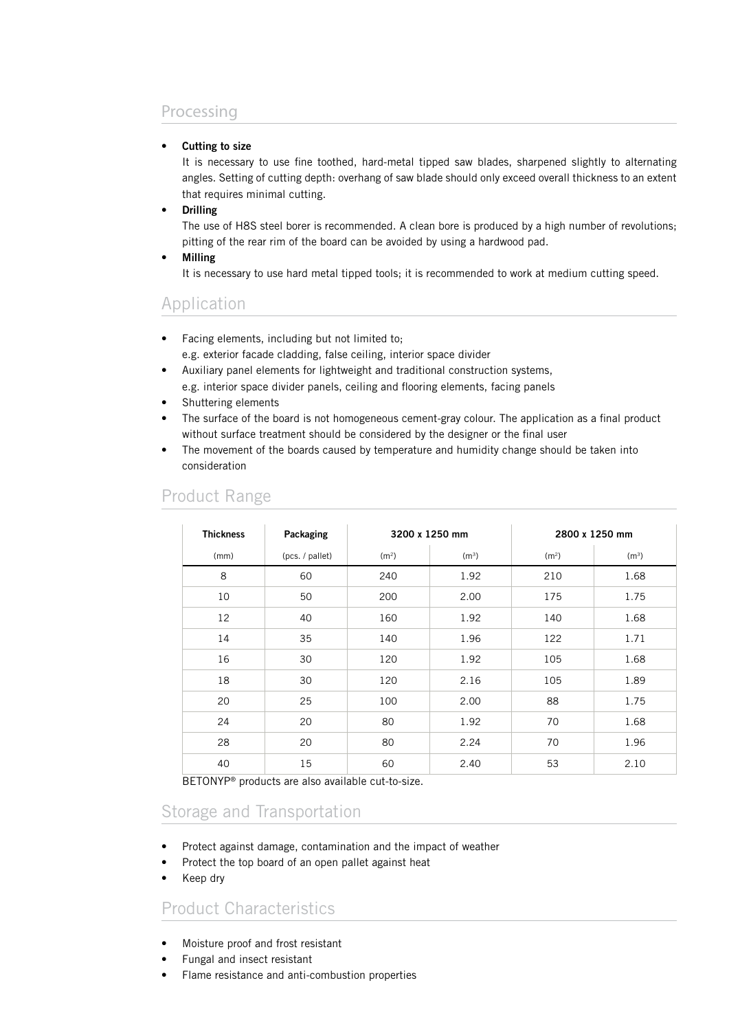## Processing

- **Cutting to size**
  It is necessary to use fine toothed, hard-metal tipped saw blades, sharpened slightly to alternating angles. Setting of cutting depth: overhang of saw blade should only exceed overall thickness to an extent that requires minimal cutting.
- **Drilling**
  The use of H8S steel borer is recommended. A clean bore is produced by a high number of revolutions; pitting of the rear rim of the board can be avoided by using a hardwood pad.
- **Milling**
  It is necessary to use hard metal tipped tools; it is recommended to work at medium cutting speed.

## Application

- Facing elements, including but not limited to;
  e.g. exterior facade cladding, false ceiling, interior space divider
- Auxiliary panel elements for lightweight and traditional construction systems,
  e.g. interior space divider panels, ceiling and flooring elements, facing panels
- Shuttering elements
- The surface of the board is not homogeneous cement-gray colour. The application as a final product without surface treatment should be considered by the designer or the final user
- The movement of the boards caused by temperature and humidity change should be taken into consideration

## Product Range

| Thickness | Packaging | 3200 x 1250 mm | | 2800 x 1250 mm | |
|---|---|---|---|---|---|
| (mm) | (pcs. / pallet) | ($m^2$) | ($m^3$) | ($m^2$) | ($m^3$) |
| 8 | 60 | 240 | 1.92 | 210 | 1.68 |
| 10 | 50 | 200 | 2.00 | 175 | 1.75 |
| 12 | 40 | 160 | 1.92 | 140 | 1.68 |
| 14 | 35 | 140 | 1.96 | 122 | 1.71 |
| 16 | 30 | 120 | 1.92 | 105 | 1.68 |
| 18 | 30 | 120 | 2.16 | 105 | 1.89 |
| 20 | 25 | 100 | 2.00 | 88 | 1.75 |
| 24 | 20 | 80 | 1.92 | 70 | 1.68 |
| 28 | 20 | 80 | 2.24 | 70 | 1.96 |
| 40 | 15 | 60 | 2.40 | 53 | 2.10 |

BETONYP® products are also available cut-to-size.

## Storage and Transportation

- Protect against damage, contamination and the impact of weather
- Protect the top board of an open pallet against heat
- Keep dry

## Product Characteristics

- Moisture proof and frost resistant
- Fungal and insect resistant
- Flame resistance and anti-combustion properties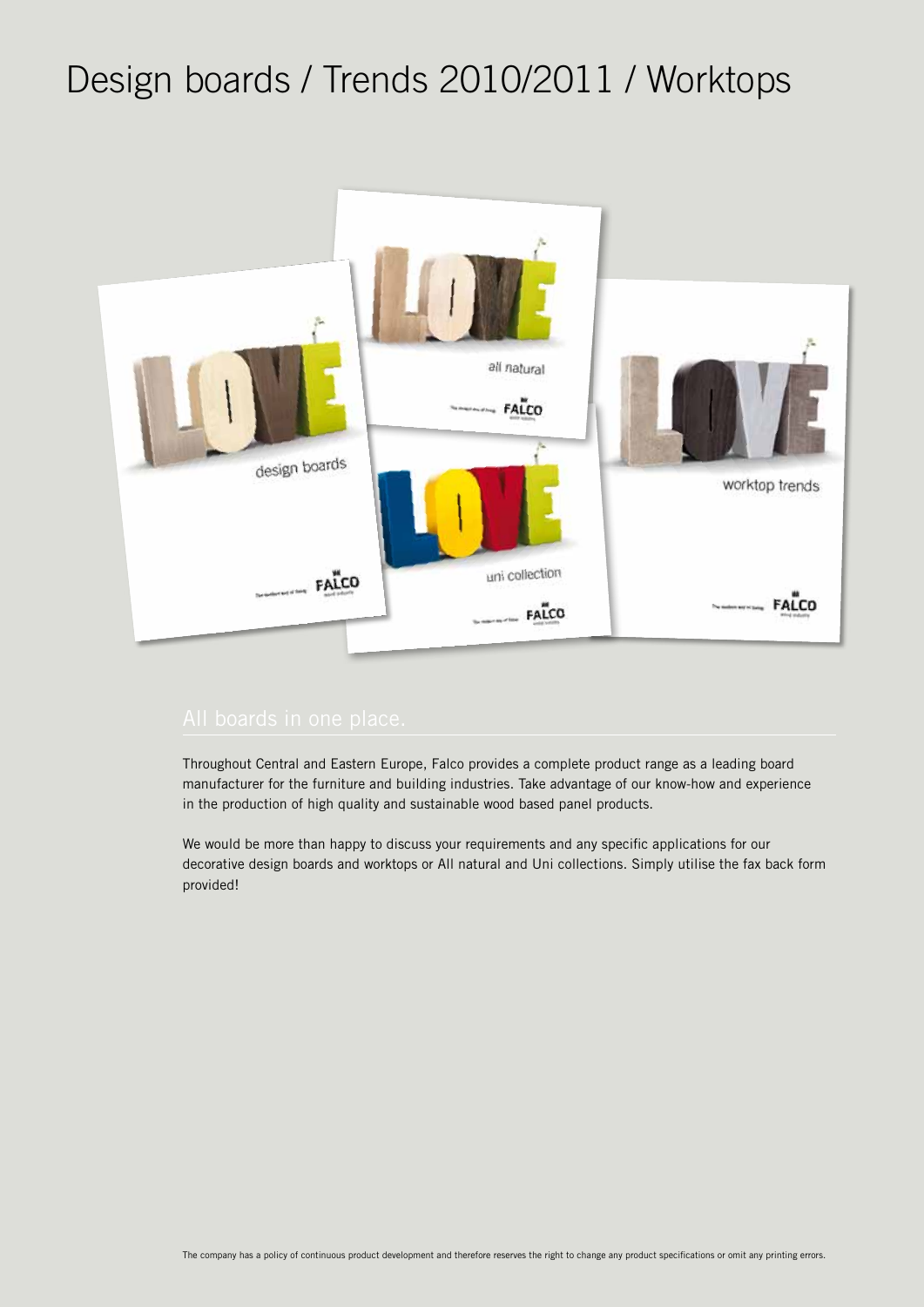# Design boards / Trends 2010/2011 / Worktops

## All boards in one place.

Throughout Central and Eastern Europe, Falco provides a complete product range as a leading board manufacturer for the furniture and building industries. Take advantage of our know-how and experience in the production of high quality and sustainable wood based panel products.

We would be more than happy to discuss your requirements and any specific applications for our decorative design boards and worktops or All natural and Uni collections. Simply utilise the fax back form provided!

The company has a policy of continuous product development and therefore reserves the right to change any product specifications or omit any printing errors.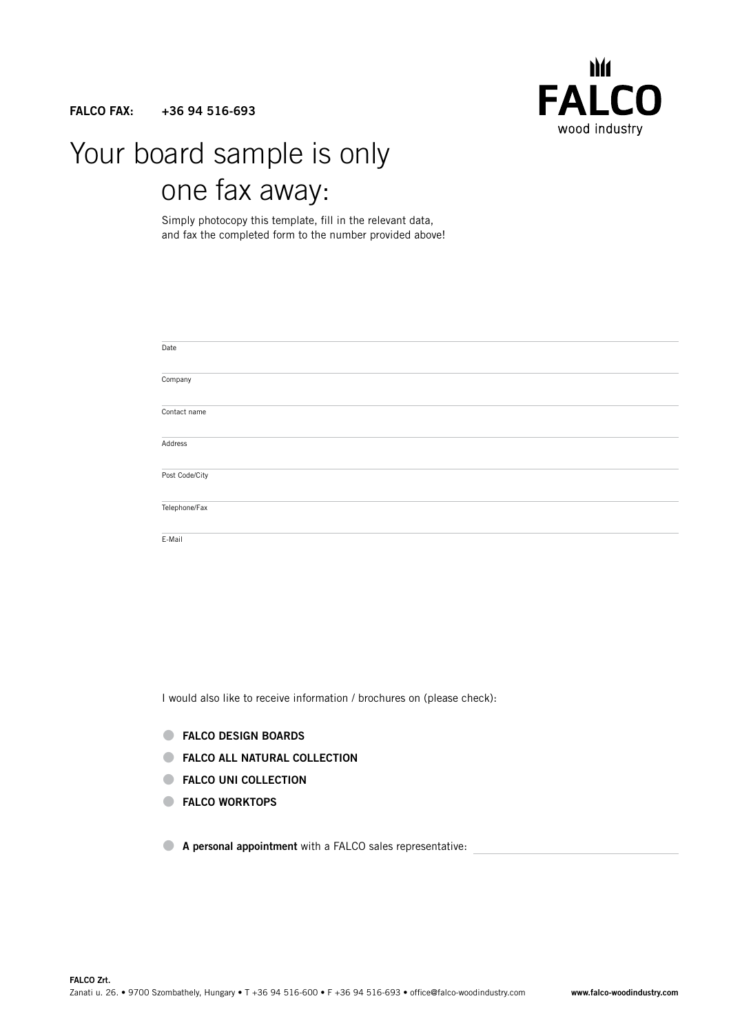**FALCO FAX:** **+36 94 516-693**

FALCO
wood industry

# Your board sample is only one fax away:

Simply photocopy this template, fill in the relevant data, and fax the completed form to the number provided above!

Date

Company

Contact name

Address

Post Code/City

Telephone/Fax

E-Mail

I would also like to receive information / brochures on (please check):

- **FALCO DESIGN BOARDS**
- **FALCO ALL NATURAL COLLECTION**
- **FALCO UNI COLLECTION**
- **FALCO WORKTOPS**

- **A personal appointment** with a FALCO sales representative: ______________________

**FALCO Zrt.**
Zanati u. 26. • 9700 Szombathely, Hungary • T +36 94 516-600 • F +36 94 516-693 • office@falco-woodindustry.com **www.falco-woodindustry.com**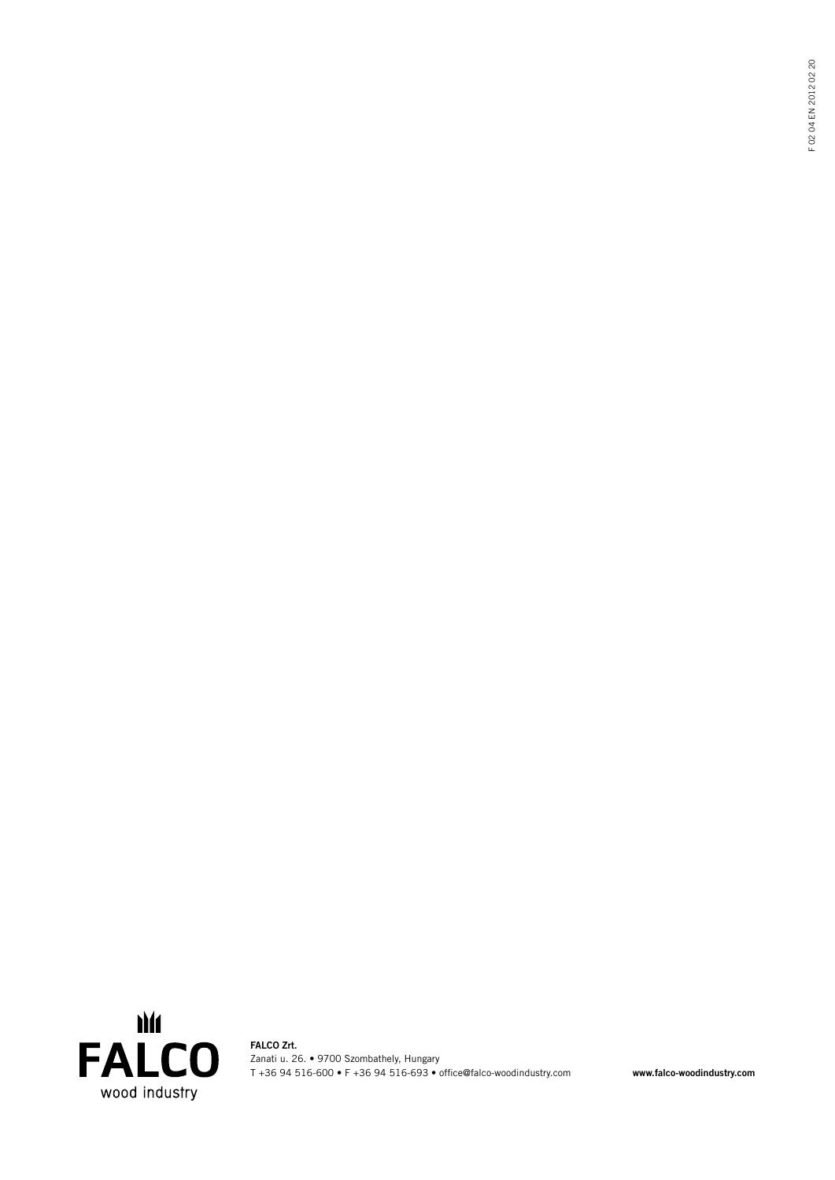F 02 04 EN 2012 02 20

FALCO wood industry

**FALCO Zrt.**
Zanati u. 26. • 9700 Szombathely, Hungary
T +36 94 516-600 • F +36 94 516-693 • office@falco-woodindustry.com

**www.falco-woodindustry.com**